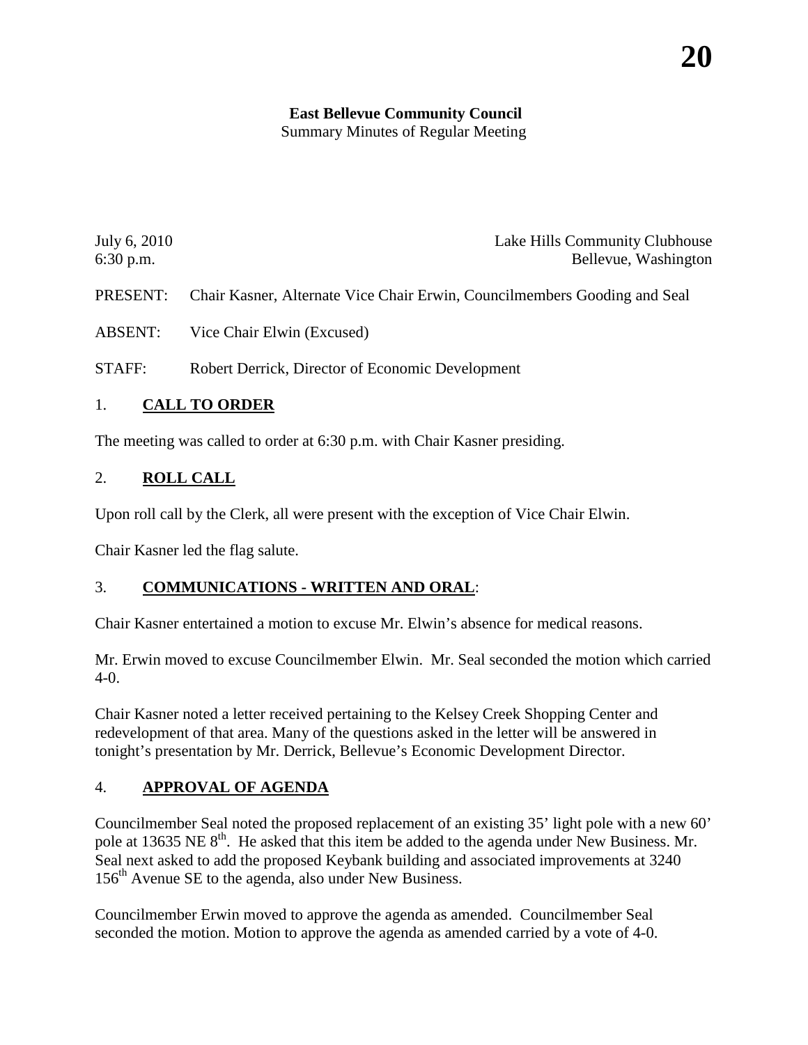**East Bellevue Community Council**
Summary Minutes of Regular Meeting

July 6, 2010
6:30 p.m.

Lake Hills Community Clubhouse
Bellevue, Washington

PRESENT: Chair Kasner, Alternate Vice Chair Erwin, Councilmembers Gooding and Seal

ABSENT: Vice Chair Elwin (Excused)

STAFF: Robert Derrick, Director of Economic Development

## 1. **CALL TO ORDER**

The meeting was called to order at 6:30 p.m. with Chair Kasner presiding.

## 2. **ROLL CALL**

Upon roll call by the Clerk, all were present with the exception of Vice Chair Elwin.

Chair Kasner led the flag salute.

## 3. **COMMUNICATIONS - WRITTEN AND ORAL**:

Chair Kasner entertained a motion to excuse Mr. Elwin's absence for medical reasons.

Mr. Erwin moved to excuse Councilmember Elwin. Mr. Seal seconded the motion which carried 4-0.

Chair Kasner noted a letter received pertaining to the Kelsey Creek Shopping Center and redevelopment of that area. Many of the questions asked in the letter will be answered in tonight's presentation by Mr. Derrick, Bellevue's Economic Development Director.

## 4. **APPROVAL OF AGENDA**

Councilmember Seal noted the proposed replacement of an existing 35' light pole with a new 60' pole at 13635 NE 8th. He asked that this item be added to the agenda under New Business. Mr. Seal next asked to add the proposed Keybank building and associated improvements at 3240 156th Avenue SE to the agenda, also under New Business.

Councilmember Erwin moved to approve the agenda as amended. Councilmember Seal seconded the motion. Motion to approve the agenda as amended carried by a vote of 4-0.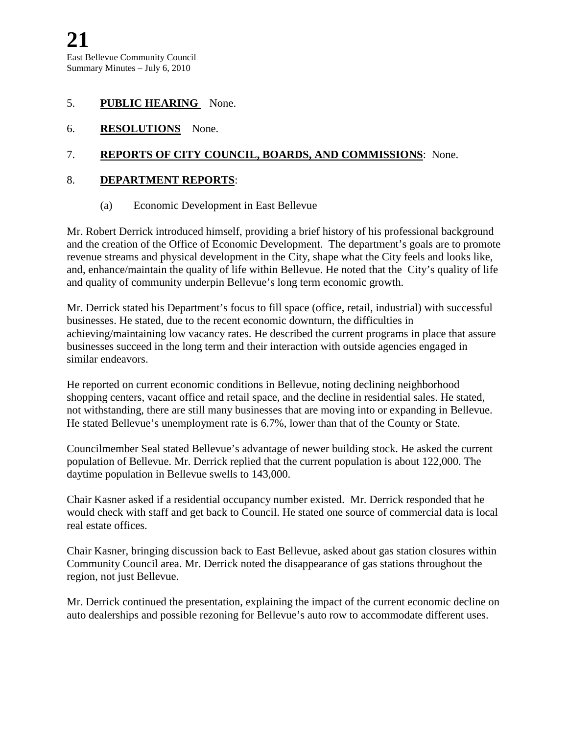5. **PUBLIC HEARING** None.

6. **RESOLUTIONS** None.

7. **REPORTS OF CITY COUNCIL, BOARDS, AND COMMISSIONS**: None.

8. **DEPARTMENT REPORTS**:

   (a) Economic Development in East Bellevue

Mr. Robert Derrick introduced himself, providing a brief history of his professional background and the creation of the Office of Economic Development. The department's goals are to promote revenue streams and physical development in the City, shape what the City feels and looks like, and, enhance/maintain the quality of life within Bellevue. He noted that the City's quality of life and quality of community underpin Bellevue's long term economic growth.

Mr. Derrick stated his Department's focus to fill space (office, retail, industrial) with successful businesses. He stated, due to the recent economic downturn, the difficulties in achieving/maintaining low vacancy rates. He described the current programs in place that assure businesses succeed in the long term and their interaction with outside agencies engaged in similar endeavors.

He reported on current economic conditions in Bellevue, noting declining neighborhood shopping centers, vacant office and retail space, and the decline in residential sales. He stated, not withstanding, there are still many businesses that are moving into or expanding in Bellevue. He stated Bellevue's unemployment rate is 6.7%, lower than that of the County or State.

Councilmember Seal stated Bellevue's advantage of newer building stock. He asked the current population of Bellevue. Mr. Derrick replied that the current population is about 122,000. The daytime population in Bellevue swells to 143,000.

Chair Kasner asked if a residential occupancy number existed. Mr. Derrick responded that he would check with staff and get back to Council. He stated one source of commercial data is local real estate offices.

Chair Kasner, bringing discussion back to East Bellevue, asked about gas station closures within Community Council area. Mr. Derrick noted the disappearance of gas stations throughout the region, not just Bellevue.

Mr. Derrick continued the presentation, explaining the impact of the current economic decline on auto dealerships and possible rezoning for Bellevue's auto row to accommodate different uses.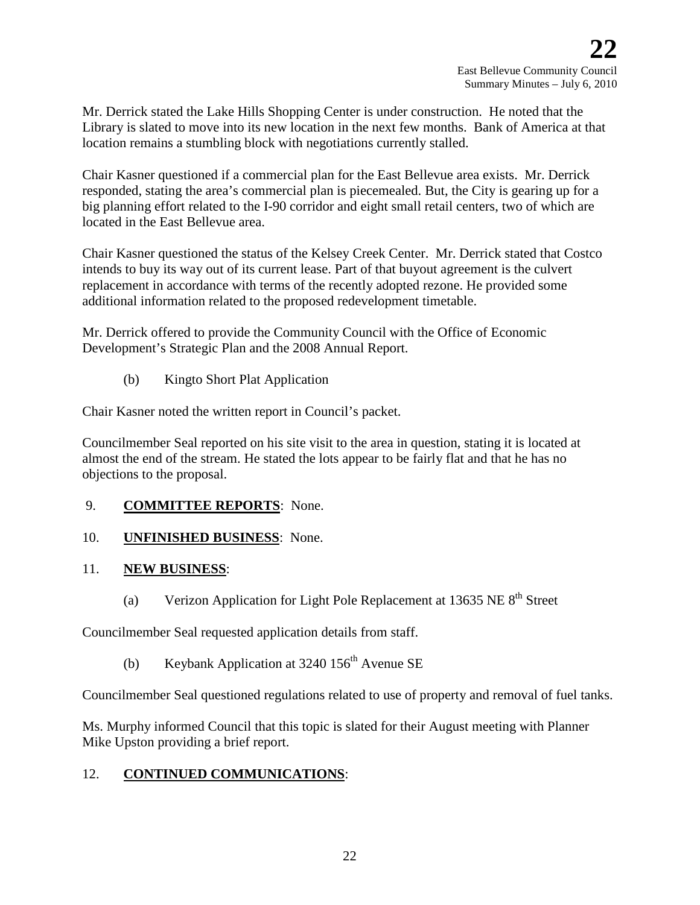Mr. Derrick stated the Lake Hills Shopping Center is under construction. He noted that the Library is slated to move into its new location in the next few months. Bank of America at that location remains a stumbling block with negotiations currently stalled.

Chair Kasner questioned if a commercial plan for the East Bellevue area exists. Mr. Derrick responded, stating the area's commercial plan is piecemealed. But, the City is gearing up for a big planning effort related to the I-90 corridor and eight small retail centers, two of which are located in the East Bellevue area.

Chair Kasner questioned the status of the Kelsey Creek Center. Mr. Derrick stated that Costco intends to buy its way out of its current lease. Part of that buyout agreement is the culvert replacement in accordance with terms of the recently adopted rezone. He provided some additional information related to the proposed redevelopment timetable.

Mr. Derrick offered to provide the Community Council with the Office of Economic Development's Strategic Plan and the 2008 Annual Report.

(b) Kingto Short Plat Application

Chair Kasner noted the written report in Council's packet.

Councilmember Seal reported on his site visit to the area in question, stating it is located at almost the end of the stream. He stated the lots appear to be fairly flat and that he has no objections to the proposal.

9. **COMMITTEE REPORTS**: None.

10. **UNFINISHED BUSINESS**: None.

11. **NEW BUSINESS**:

(a) Verizon Application for Light Pole Replacement at 13635 NE 8th Street

Councilmember Seal requested application details from staff.

(b) Keybank Application at 3240 156th Avenue SE

Councilmember Seal questioned regulations related to use of property and removal of fuel tanks.

Ms. Murphy informed Council that this topic is slated for their August meeting with Planner Mike Upston providing a brief report.

12. **CONTINUED COMMUNICATIONS**: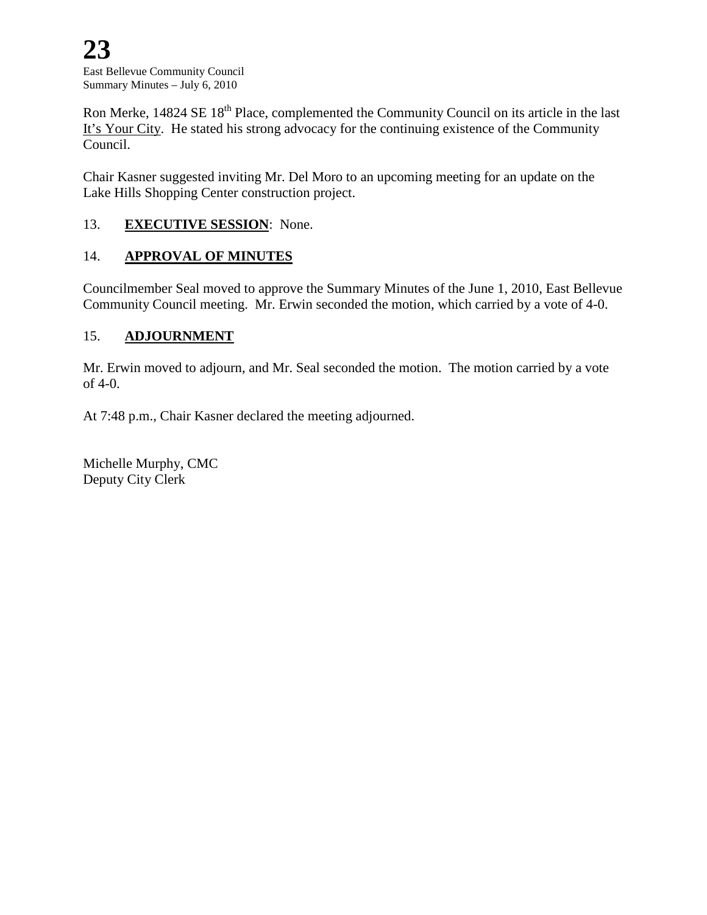Ron Merke, 14824 SE 18th Place, complemented the Community Council on its article in the last It's Your City. He stated his strong advocacy for the continuing existence of the Community Council.

Chair Kasner suggested inviting Mr. Del Moro to an upcoming meeting for an update on the Lake Hills Shopping Center construction project.

13. **EXECUTIVE SESSION**: None.

14. **APPROVAL OF MINUTES**

Councilmember Seal moved to approve the Summary Minutes of the June 1, 2010, East Bellevue Community Council meeting. Mr. Erwin seconded the motion, which carried by a vote of 4-0.

15. **ADJOURNMENT**

Mr. Erwin moved to adjourn, and Mr. Seal seconded the motion. The motion carried by a vote of 4-0.

At 7:48 p.m., Chair Kasner declared the meeting adjourned.

Michelle Murphy, CMC
Deputy City Clerk